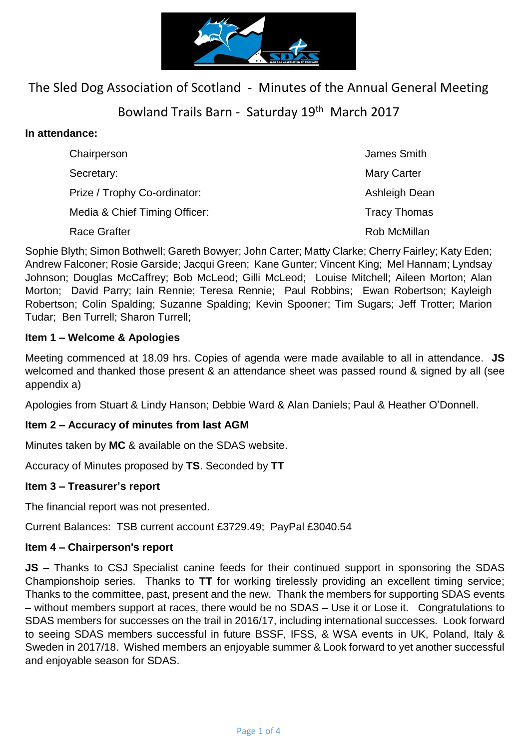# The Sled Dog Association of Scotland - Minutes of the Annual General Meeting

## Bowland Trails Barn - Saturday 19th March 2017

**In attendance:**

| | |
|---|---|
| Chairperson | James Smith |
| Secretary: | Mary Carter |
| Prize / Trophy Co-ordinator: | Ashleigh Dean |
| Media & Chief Timing Officer: | Tracy Thomas |
| Race Grafter | Rob McMillan |

Sophie Blyth; Simon Bothwell; Gareth Bowyer; John Carter; Matty Clarke; Cherry Fairley; Katy Eden; Andrew Falconer; Rosie Garside; Jacqui Green; Kane Gunter; Vincent King; Mel Hannam; Lyndsay Johnson; Douglas McCaffrey; Bob McLeod; Gilli McLeod; Louise Mitchell; Aileen Morton; Alan Morton; David Parry; Iain Rennie; Teresa Rennie; Paul Robbins; Ewan Robertson; Kayleigh Robertson; Colin Spalding; Suzanne Spalding; Kevin Spooner; Tim Sugars; Jeff Trotter; Marion Tudar; Ben Turrell; Sharon Turrell;

**Item 1 – Welcome & Apologies**

Meeting commenced at 18.09 hrs. Copies of agenda were made available to all in attendance. **JS** welcomed and thanked those present & an attendance sheet was passed round & signed by all (see appendix a)

Apologies from Stuart & Lindy Hanson; Debbie Ward & Alan Daniels; Paul & Heather O'Donnell.

**Item 2 – Accuracy of minutes from last AGM**

Minutes taken by **MC** & available on the SDAS website.

Accuracy of Minutes proposed by **TS**. Seconded by **TT**

**Item 3 – Treasurer's report**

The financial report was not presented.

Current Balances: TSB current account £3729.49; PayPal £3040.54

**Item 4 – Chairperson's report**

**JS** – Thanks to CSJ Specialist canine feeds for their continued support in sponsoring the SDAS Championshoip series. Thanks to **TT** for working tirelessly providing an excellent timing service; Thanks to the committee, past, present and the new. Thank the members for supporting SDAS events – without members support at races, there would be no SDAS – Use it or Lose it. Congratulations to SDAS members for successes on the trail in 2016/17, including international successes. Look forward to seeing SDAS members successful in future BSSF, IFSS, & WSA events in UK, Poland, Italy & Sweden in 2017/18. Wished members an enjoyable summer & Look forward to yet another successful and enjoyable season for SDAS.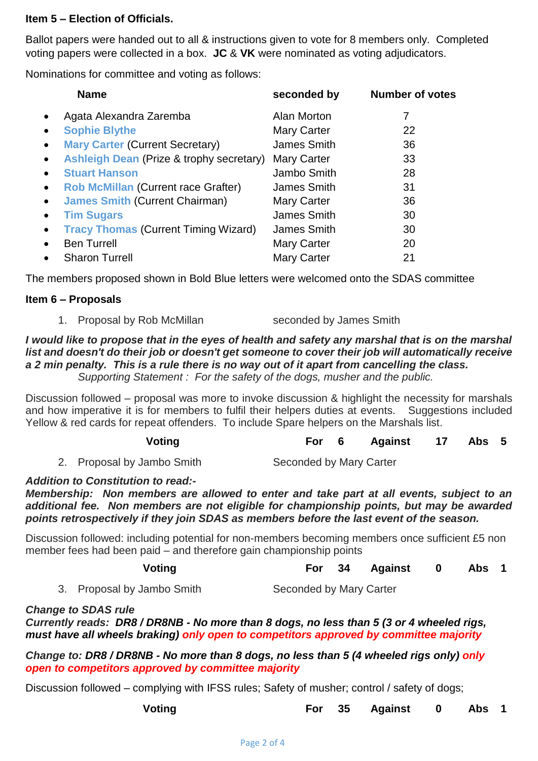**Item 5 – Election of Officials.**

Ballot papers were handed out to all & instructions given to vote for 8 members only. Completed voting papers were collected in a box. **JC** & **VK** were nominated as voting adjudicators.

Nominations for committee and voting as follows:

| Name | seconded by | Number of votes |
|---|---|---|
| • Agata Alexandra Zaremba | Alan Morton | 7 |
| • **Sophie Blythe** | Mary Carter | 22 |
| • **Mary Carter** (Current Secretary) | James Smith | 36 |
| • **Ashleigh Dean** (Prize & trophy secretary) | Mary Carter | 33 |
| • **Stuart Hanson** | Jambo Smith | 28 |
| • **Rob McMillan** (Current race Grafter) | James Smith | 31 |
| • **James Smith** (Current Chairman) | Mary Carter | 36 |
| • **Tim Sugars** | James Smith | 30 |
| • **Tracy Thomas** (Current Timing Wizard) | James Smith | 30 |
| • Ben Turrell | Mary Carter | 20 |
| • Sharon Turrell | Mary Carter | 21 |

The members proposed shown in Bold Blue letters were welcomed onto the SDAS committee

**Item 6 – Proposals**

1. Proposal by Rob McMillan seconded by James Smith

***I would like to propose that in the eyes of health and safety any marshal that is on the marshal list and doesn't do their job or doesn't get someone to cover their job will automatically receive a 2 min penalty. This is a rule there is no way out of it apart from cancelling the class.***

*Supporting Statement : For the safety of the dogs, musher and the public.*

Discussion followed – proposal was more to invoke discussion & highlight the necessity for marshals and how imperative it is for members to fulfil their helpers duties at events. Suggestions included Yellow & red cards for repeat offenders. To include Spare helpers on the Marshals list.

**Voting** **For** 6 **Against** 17 **Abs** 5

2. Proposal by Jambo Smith Seconded by Mary Carter

***Addition to Constitution to read:-***

***Membership: Non members are allowed to enter and take part at all events, subject to an additional fee. Non members are not eligible for championship points, but may be awarded points retrospectively if they join SDAS as members before the last event of the season.***

Discussion followed: including potential for non-members becoming members once sufficient £5 non member fees had been paid – and therefore gain championship points

**Voting** **For** 34 **Against** 0 **Abs** 1

3. Proposal by Jambo Smith Seconded by Mary Carter

***Change to SDAS rule***

***Currently reads: DR8 / DR8NB - No more than 8 dogs, no less than 5 (3 or 4 wheeled rigs, must have all wheels braking) only open to competitors approved by committee majority***

***Change to: DR8 / DR8NB - No more than 8 dogs, no less than 5 (4 wheeled rigs only) only open to competitors approved by committee majority***

Discussion followed – complying with IFSS rules; Safety of musher; control / safety of dogs;

**Voting** **For** 35 **Against** 0 **Abs** 1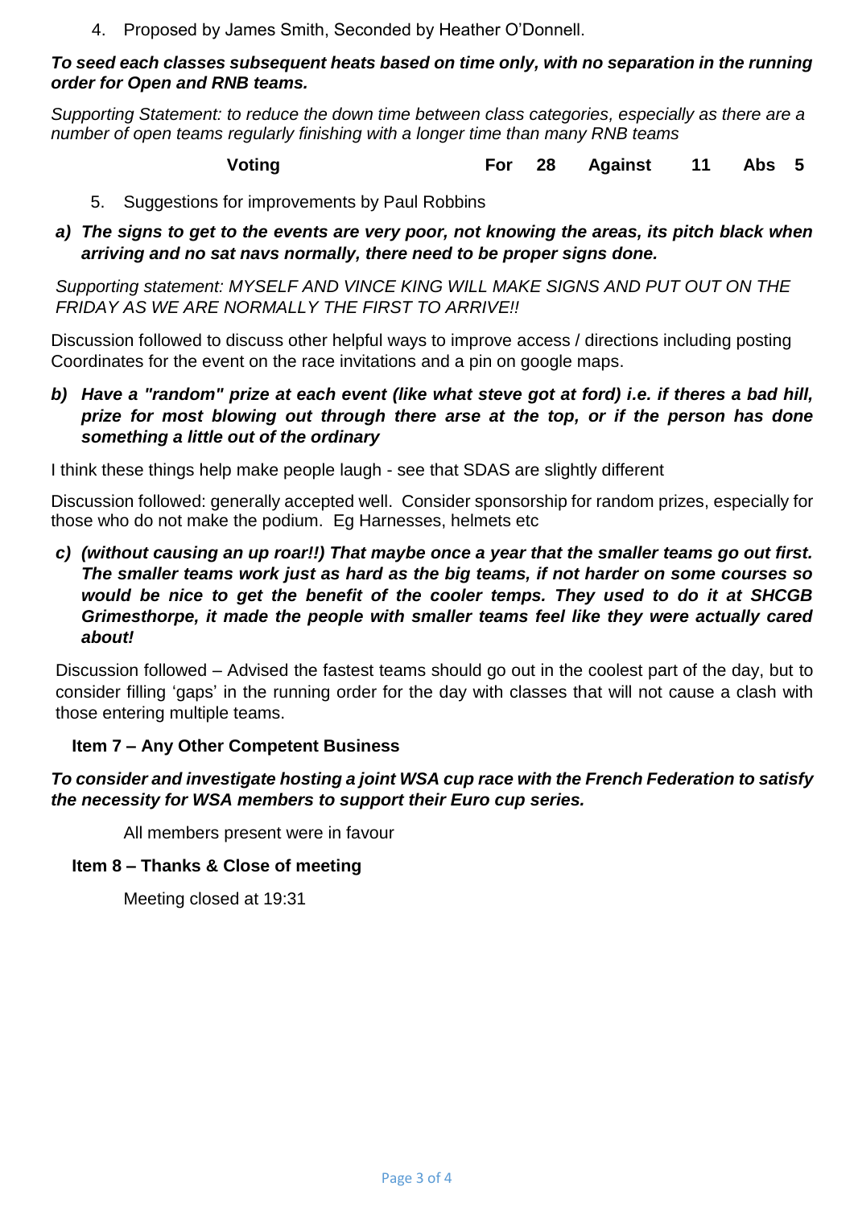4. Proposed by James Smith, Seconded by Heather O'Donnell.

***To seed each classes subsequent heats based on time only, with no separation in the running order for Open and RNB teams.***

*Supporting Statement: to reduce the down time between class categories, especially as there are a number of open teams regularly finishing with a longer time than many RNB teams*

| Voting | For | 28 | Against | 11 | Abs | 5 |
|---|---|---|---|---|---|---|

5. Suggestions for improvements by Paul Robbins

***a) The signs to get to the events are very poor, not knowing the areas, its pitch black when arriving and no sat navs normally, there need to be proper signs done.***

*Supporting statement: MYSELF AND VINCE KING WILL MAKE SIGNS AND PUT OUT ON THE FRIDAY AS WE ARE NORMALLY THE FIRST TO ARRIVE!!*

Discussion followed to discuss other helpful ways to improve access / directions including posting Coordinates for the event on the race invitations and a pin on google maps.

***b) Have a "random" prize at each event (like what steve got at ford) i.e. if theres a bad hill, prize for most blowing out through there arse at the top, or if the person has done something a little out of the ordinary***

I think these things help make people laugh - see that SDAS are slightly different

Discussion followed: generally accepted well. Consider sponsorship for random prizes, especially for those who do not make the podium. Eg Harnesses, helmets etc

***c) (without causing an up roar!!) That maybe once a year that the smaller teams go out first. The smaller teams work just as hard as the big teams, if not harder on some courses so would be nice to get the benefit of the cooler temps. They used to do it at SHCGB Grimesthorpe, it made the people with smaller teams feel like they were actually cared about!***

Discussion followed – Advised the fastest teams should go out in the coolest part of the day, but to consider filling 'gaps' in the running order for the day with classes that will not cause a clash with those entering multiple teams.

**Item 7 – Any Other Competent Business**

***To consider and investigate hosting a joint WSA cup race with the French Federation to satisfy the necessity for WSA members to support their Euro cup series.***

All members present were in favour

**Item 8 – Thanks & Close of meeting**

Meeting closed at 19:31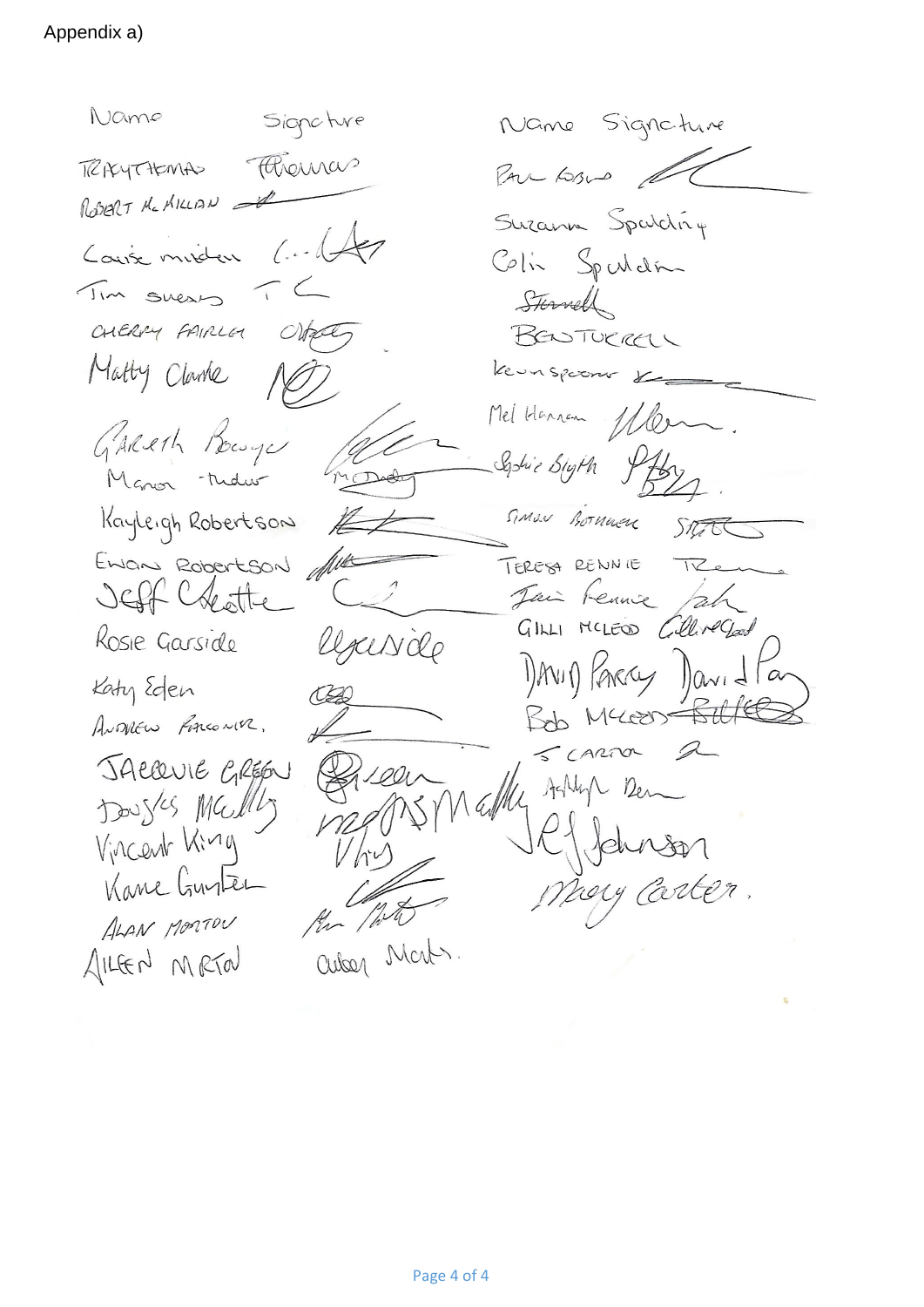Appendix a)

| Name | Signature | Name | Signature |
|---|---|---|---|
| TRACY THOMAS | T Thomas | Paul Robson | |
| ROBERT McMILLAN | | Suzanne Spalding | |
| Louise Mitchell | | Colin Spalding | |
| Tim Swears | TC | | Stonell |
| CHERRY FAIRLEY | | BEN TUCKWELL | |
| Matty Clarke | | Kevin Spooner | |
| Gareth Bowyer | | Mel Hannan | |
| Manon Tudor | | Sophie Blyth | |
| Kayleigh Robertson | | Simon Rothwell | |
| Ewan Robertson | | TERESA RENNIE | |
| Jeff Cheattle | | Ian Rennie | |
| Rosie Garside | | GILLI MCLEOD | |
| Katy Eden | | David Parry | David Parry |
| ANDREW FALCONER | | Bob McLeod | |
| JACQUIE GREEN | | J CARTER | |
| Douglas McNally | | Ashley Ren | |
| Vincent King | | Jeff Johnson | |
| Kane Gunter | | Mary Carter | |
| ALAN MORTON | | | |
| AILEEN MORTON | Aileen Morton | | |